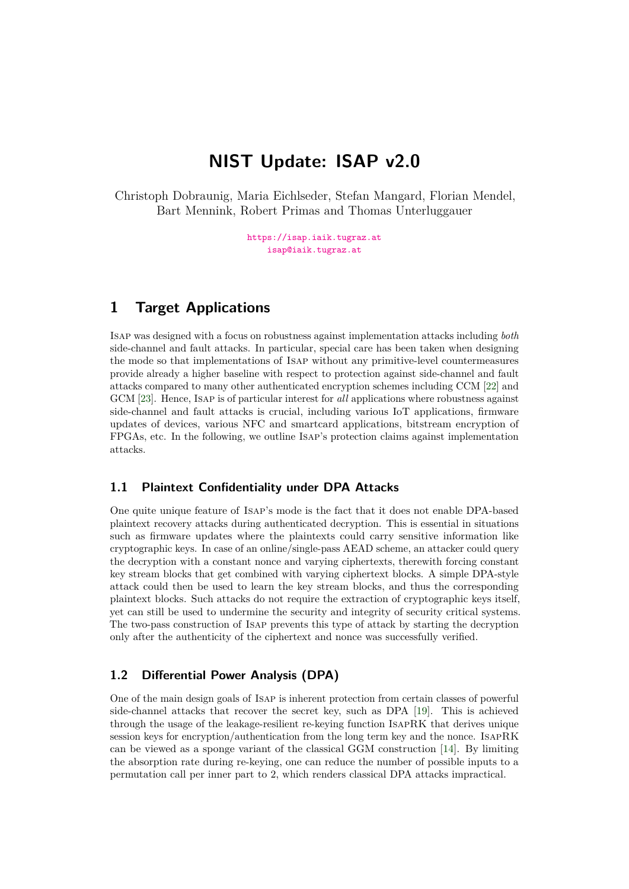# NIST Update: ISAP v2.0

Christoph Dobraunig, Maria Eichlseder, Stefan Mangard, Florian Mendel, Bart Mennink, Robert Primas and Thomas Unterluggauer

https://isap.iaik.tugraz.at
isap@iaik.tugraz.at

## 1 Target Applications

Isap was designed with a focus on robustness against implementation attacks including *both* side-channel and fault attacks. In particular, special care has been taken when designing the mode so that implementations of Isap without any primitive-level countermeasures provide already a higher baseline with respect to protection against side-channel and fault attacks compared to many other authenticated encryption schemes including CCM [22] and GCM [23]. Hence, Isap is of particular interest for *all* applications where robustness against side-channel and fault attacks is crucial, including various IoT applications, firmware updates of devices, various NFC and smartcard applications, bitstream encryption of FPGAs, etc. In the following, we outline Isap's protection claims against implementation attacks.

### 1.1 Plaintext Confidentiality under DPA Attacks

One quite unique feature of Isap's mode is the fact that it does not enable DPA-based plaintext recovery attacks during authenticated decryption. This is essential in situations such as firmware updates where the plaintexts could carry sensitive information like cryptographic keys. In case of an online/single-pass AEAD scheme, an attacker could query the decryption with a constant nonce and varying ciphertexts, therewith forcing constant key stream blocks that get combined with varying ciphertext blocks. A simple DPA-style attack could then be used to learn the key stream blocks, and thus the corresponding plaintext blocks. Such attacks do not require the extraction of cryptographic keys itself, yet can still be used to undermine the security and integrity of security critical systems. The two-pass construction of Isap prevents this type of attack by starting the decryption only after the authenticity of the ciphertext and nonce was successfully verified.

### 1.2 Differential Power Analysis (DPA)

One of the main design goals of Isap is inherent protection from certain classes of powerful side-channel attacks that recover the secret key, such as DPA [19]. This is achieved through the usage of the leakage-resilient re-keying function IsapRK that derives unique session keys for encryption/authentication from the long term key and the nonce. IsapRK can be viewed as a sponge variant of the classical GGM construction [14]. By limiting the absorption rate during re-keying, one can reduce the number of possible inputs to a permutation call per inner part to 2, which renders classical DPA attacks impractical.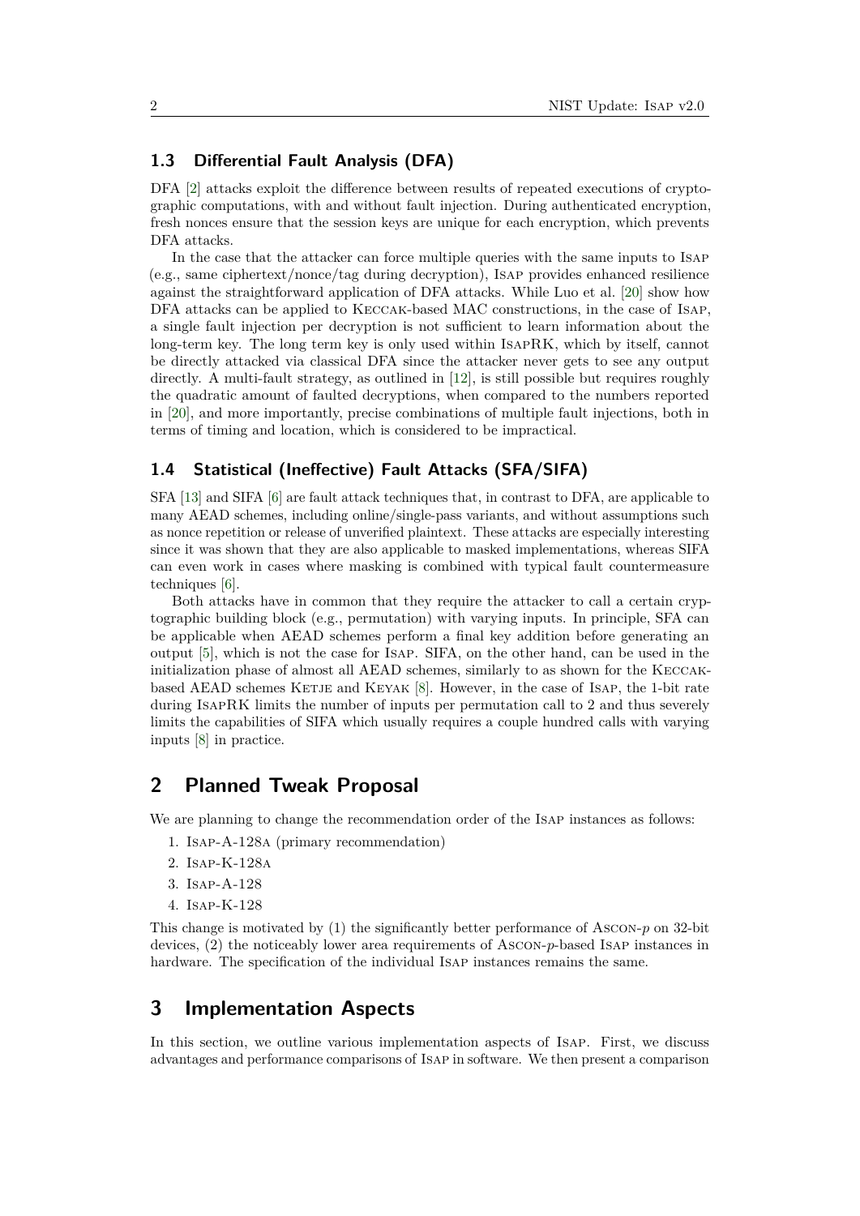### 1.3 Differential Fault Analysis (DFA)

DFA [2] attacks exploit the difference between results of repeated executions of cryptographic computations, with and without fault injection. During authenticated encryption, fresh nonces ensure that the session keys are unique for each encryption, which prevents DFA attacks.

In the case that the attacker can force multiple queries with the same inputs to Isap (e.g., same ciphertext/nonce/tag during decryption), Isap provides enhanced resilience against the straightforward application of DFA attacks. While Luo et al. [20] show how DFA attacks can be applied to Keccak-based MAC constructions, in the case of Isap, a single fault injection per decryption is not sufficient to learn information about the long-term key. The long term key is only used within IsapRK, which by itself, cannot be directly attacked via classical DFA since the attacker never gets to see any output directly. A multi-fault strategy, as outlined in [12], is still possible but requires roughly the quadratic amount of faulted decryptions, when compared to the numbers reported in [20], and more importantly, precise combinations of multiple fault injections, both in terms of timing and location, which is considered to be impractical.

### 1.4 Statistical (Ineffective) Fault Attacks (SFA/SIFA)

SFA [13] and SIFA [6] are fault attack techniques that, in contrast to DFA, are applicable to many AEAD schemes, including online/single-pass variants, and without assumptions such as nonce repetition or release of unverified plaintext. These attacks are especially interesting since it was shown that they are also applicable to masked implementations, whereas SIFA can even work in cases where masking is combined with typical fault countermeasure techniques [6].

Both attacks have in common that they require the attacker to call a certain cryptographic building block (e.g., permutation) with varying inputs. In principle, SFA can be applicable when AEAD schemes perform a final key addition before generating an output [5], which is not the case for Isap. SIFA, on the other hand, can be used in the initialization phase of almost all AEAD schemes, similarly to as shown for the Keccak-based AEAD schemes Ketje and Keyak [8]. However, in the case of Isap, the 1-bit rate during IsapRK limits the number of inputs per permutation call to 2 and thus severely limits the capabilities of SIFA which usually requires a couple hundred calls with varying inputs [8] in practice.

## 2 Planned Tweak Proposal

We are planning to change the recommendation order of the Isap instances as follows:

1. Isap-A-128a (primary recommendation)
2. Isap-K-128a
3. Isap-A-128
4. Isap-K-128

This change is motivated by (1) the significantly better performance of Ascon-$p$ on 32-bit devices, (2) the noticeably lower area requirements of Ascon-$p$-based Isap instances in hardware. The specification of the individual Isap instances remains the same.

## 3 Implementation Aspects

In this section, we outline various implementation aspects of Isap. First, we discuss advantages and performance comparisons of Isap in software. We then present a comparison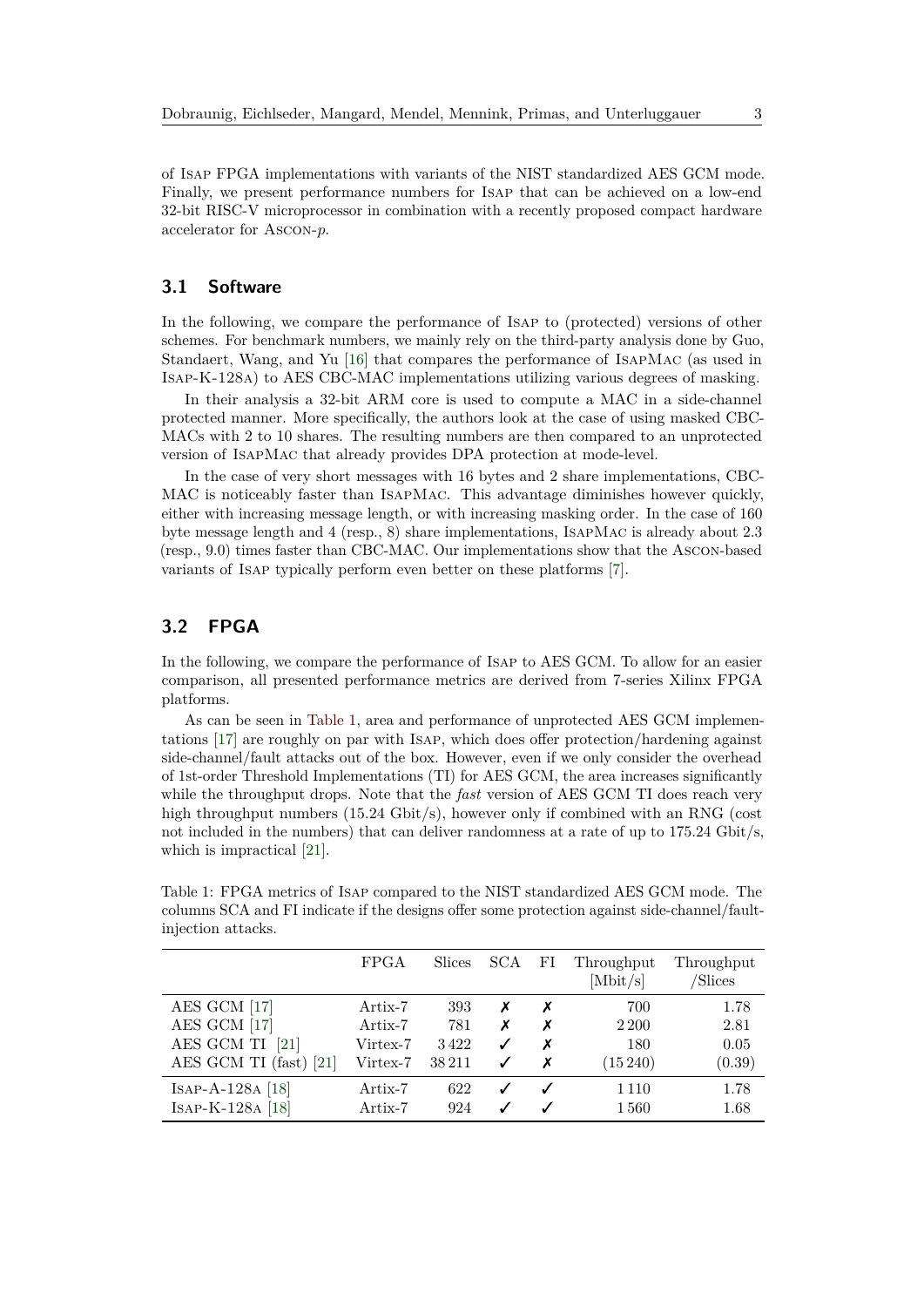of ISAP FPGA implementations with variants of the NIST standardized AES GCM mode. Finally, we present performance numbers for ISAP that can be achieved on a low-end 32-bit RISC-V microprocessor in combination with a recently proposed compact hardware accelerator for ASCON-*p*.

## 3.1 Software

In the following, we compare the performance of ISAP to (protected) versions of other schemes. For benchmark numbers, we mainly rely on the third-party analysis done by Guo, Standaert, Wang, and Yu [16] that compares the performance of ISAPMAC (as used in ISAP-K-128A) to AES CBC-MAC implementations utilizing various degrees of masking.

In their analysis a 32-bit ARM core is used to compute a MAC in a side-channel protected manner. More specifically, the authors look at the case of using masked CBC-MACs with 2 to 10 shares. The resulting numbers are then compared to an unprotected version of ISAPMAC that already provides DPA protection at mode-level.

In the case of very short messages with 16 bytes and 2 share implementations, CBC-MAC is noticeably faster than ISAPMAC. This advantage diminishes however quickly, either with increasing message length, or with increasing masking order. In the case of 160 byte message length and 4 (resp., 8) share implementations, ISAPMAC is already about 2.3 (resp., 9.0) times faster than CBC-MAC. Our implementations show that the ASCON-based variants of ISAP typically perform even better on these platforms [7].

## 3.2 FPGA

In the following, we compare the performance of ISAP to AES GCM. To allow for an easier comparison, all presented performance metrics are derived from 7-series Xilinx FPGA platforms.

As can be seen in Table 1, area and performance of unprotected AES GCM implementations [17] are roughly on par with ISAP, which does offer protection/hardening against side-channel/fault attacks out of the box. However, even if we only consider the overhead of 1st-order Threshold Implementations (TI) for AES GCM, the area increases significantly while the throughput drops. Note that the *fast* version of AES GCM TI does reach very high throughput numbers (15.24 Gbit/s), however only if combined with an RNG (cost not included in the numbers) that can deliver randomness at a rate of up to 175.24 Gbit/s, which is impractical [21].

Table 1: FPGA metrics of ISAP compared to the NIST standardized AES GCM mode. The columns SCA and FI indicate if the designs offer some protection against side-channel/fault-injection attacks.

| | FPGA | Slices | SCA | FI | Throughput [Mbit/s] | Throughput /Slices |
|---|---|---|---|---|---|---|
| AES GCM [17] | Artix-7 | 393 | ✗ | ✗ | 700 | 1.78 |
| AES GCM [17] | Artix-7 | 781 | ✗ | ✗ | 2 200 | 2.81 |
| AES GCM TI [21] | Virtex-7 | 3 422 | ✓ | ✗ | 180 | 0.05 |
| AES GCM TI (fast) [21] | Virtex-7 | 38 211 | ✓ | ✗ | (15 240) | (0.39) |
| ISAP-A-128A [18] | Artix-7 | 622 | ✓ | ✓ | 1 110 | 1.78 |
| ISAP-K-128A [18] | Artix-7 | 924 | ✓ | ✓ | 1 560 | 1.68 |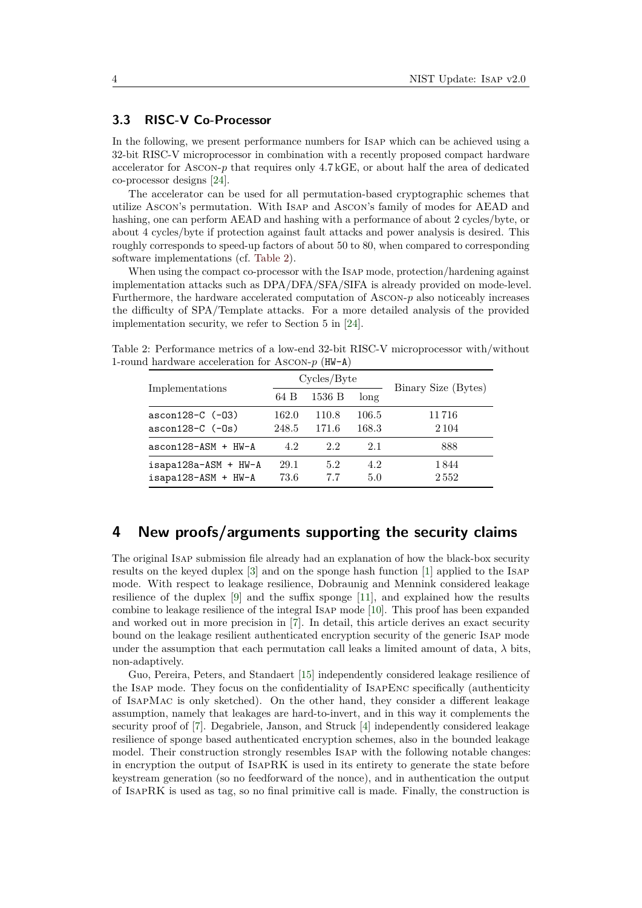### 3.3 RISC-V Co-Processor

In the following, we present performance numbers for Isap which can be achieved using a 32-bit RISC-V microprocessor in combination with a recently proposed compact hardware accelerator for Ascon-$p$ that requires only 4.7 kGE, or about half the area of dedicated co-processor designs [24].

The accelerator can be used for all permutation-based cryptographic schemes that utilize Ascon's permutation. With Isap and Ascon's family of modes for AEAD and hashing, one can perform AEAD and hashing with a performance of about 2 cycles/byte, or about 4 cycles/byte if protection against fault attacks and power analysis is desired. This roughly corresponds to speed-up factors of about 50 to 80, when compared to corresponding software implementations (cf. Table 2).

When using the compact co-processor with the Isap mode, protection/hardening against implementation attacks such as DPA/DFA/SFA/SIFA is already provided on mode-level. Furthermore, the hardware accelerated computation of Ascon-$p$ also noticeably increases the difficulty of SPA/Template attacks. For a more detailed analysis of the provided implementation security, we refer to Section 5 in [24].

Table 2: Performance metrics of a low-end 32-bit RISC-V microprocessor with/without 1-round hardware acceleration for Ascon-$p$ (`HW-A`)

| Implementations | Cycles/Byte | | | Binary Size (Bytes) |
|---|---|---|---|---|
| | 64 B | 1536 B | long | |
| `ascon128-C (-O3)` | 162.0 | 110.8 | 106.5 | 11 716 |
| `ascon128-C (-Os)` | 248.5 | 171.6 | 168.3 | 2 104 |
| `ascon128-ASM + HW-A` | 4.2 | 2.2 | 2.1 | 888 |
| `isapa128a-ASM + HW-A` | 29.1 | 5.2 | 4.2 | 1 844 |
| `isapa128-ASM + HW-A` | 73.6 | 7.7 | 5.0 | 2 552 |

## 4 New proofs/arguments supporting the security claims

The original Isap submission file already had an explanation of how the black-box security results on the keyed duplex [3] and on the sponge hash function [1] applied to the Isap mode. With respect to leakage resilience, Dobraunig and Mennink considered leakage resilience of the duplex [9] and the suffix sponge [11], and explained how the results combine to leakage resilience of the integral Isap mode [10]. This proof has been expanded and worked out in more precision in [7]. In detail, this article derives an exact security bound on the leakage resilient authenticated encryption security of the generic Isap mode under the assumption that each permutation call leaks a limited amount of data, $\lambda$ bits, non-adaptively.

Guo, Pereira, Peters, and Standaert [15] independently considered leakage resilience of the Isap mode. They focus on the confidentiality of IsapEnc specifically (authenticity of IsapMac is only sketched). On the other hand, they consider a different leakage assumption, namely that leakages are hard-to-invert, and in this way it complements the security proof of [7]. Degabriele, Janson, and Struck [4] independently considered leakage resilience of sponge based authenticated encryption schemes, also in the bounded leakage model. Their construction strongly resembles Isap with the following notable changes: in encryption the output of IsapRK is used in its entirety to generate the state before keystream generation (so no feedforward of the nonce), and in authentication the output of IsapRK is used as tag, so no final primitive call is made. Finally, the construction is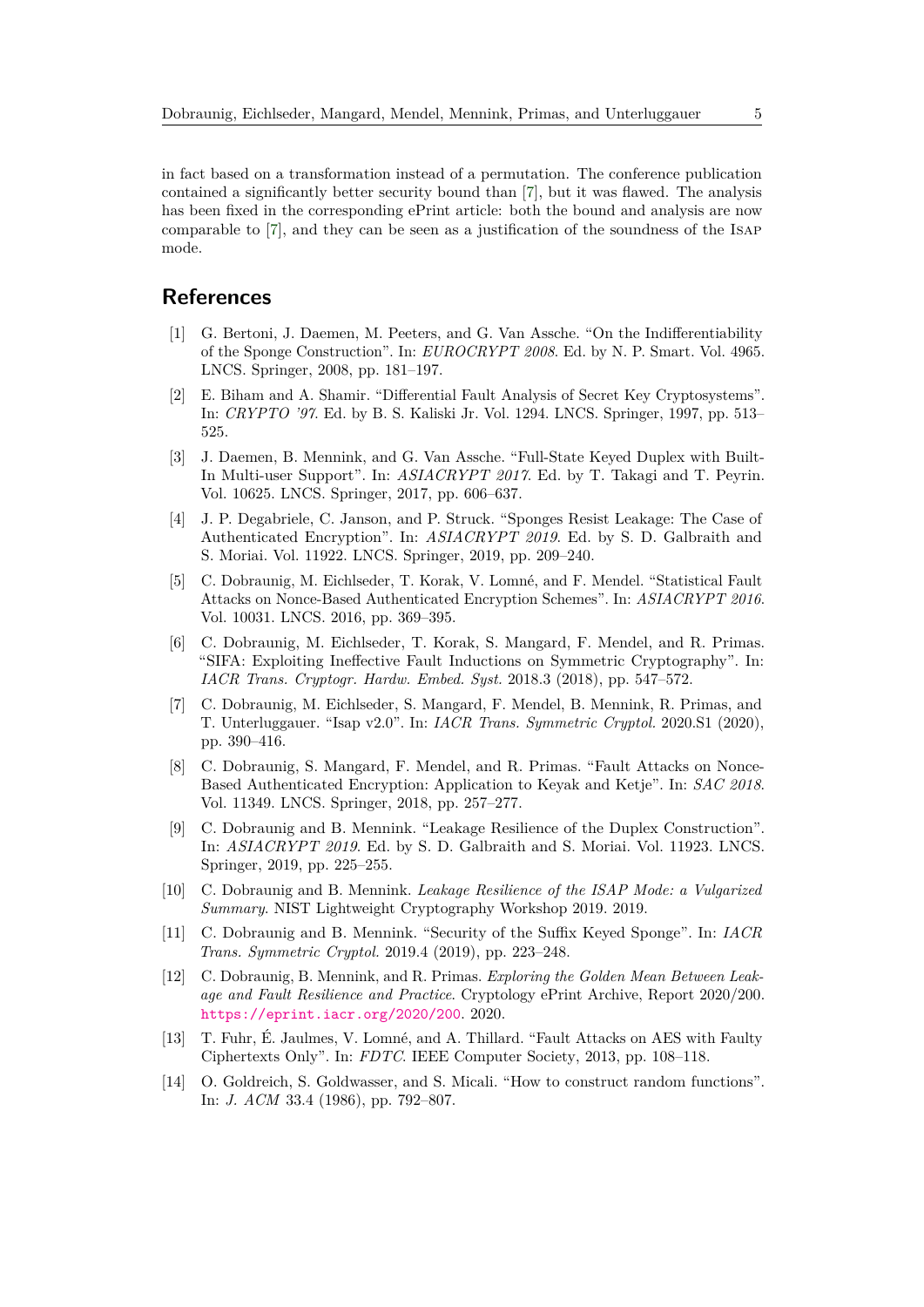in fact based on a transformation instead of a permutation. The conference publication contained a significantly better security bound than [7], but it was flawed. The analysis has been fixed in the corresponding ePrint article: both the bound and analysis are now comparable to [7], and they can be seen as a justification of the soundness of the Isap mode.

## References

[1] G. Bertoni, J. Daemen, M. Peeters, and G. Van Assche. "On the Indifferentiability of the Sponge Construction". In: *EUROCRYPT 2008*. Ed. by N. P. Smart. Vol. 4965. LNCS. Springer, 2008, pp. 181–197.

[2] E. Biham and A. Shamir. "Differential Fault Analysis of Secret Key Cryptosystems". In: *CRYPTO '97*. Ed. by B. S. Kaliski Jr. Vol. 1294. LNCS. Springer, 1997, pp. 513–525.

[3] J. Daemen, B. Mennink, and G. Van Assche. "Full-State Keyed Duplex with Built-In Multi-user Support". In: *ASIACRYPT 2017*. Ed. by T. Takagi and T. Peyrin. Vol. 10625. LNCS. Springer, 2017, pp. 606–637.

[4] J. P. Degabriele, C. Janson, and P. Struck. "Sponges Resist Leakage: The Case of Authenticated Encryption". In: *ASIACRYPT 2019*. Ed. by S. D. Galbraith and S. Moriai. Vol. 11922. LNCS. Springer, 2019, pp. 209–240.

[5] C. Dobraunig, M. Eichlseder, T. Korak, V. Lomné, and F. Mendel. "Statistical Fault Attacks on Nonce-Based Authenticated Encryption Schemes". In: *ASIACRYPT 2016*. Vol. 10031. LNCS. 2016, pp. 369–395.

[6] C. Dobraunig, M. Eichlseder, T. Korak, S. Mangard, F. Mendel, and R. Primas. "SIFA: Exploiting Ineffective Fault Inductions on Symmetric Cryptography". In: *IACR Trans. Cryptogr. Hardw. Embed. Syst.* 2018.3 (2018), pp. 547–572.

[7] C. Dobraunig, M. Eichlseder, S. Mangard, F. Mendel, B. Mennink, R. Primas, and T. Unterluggauer. "Isap v2.0". In: *IACR Trans. Symmetric Cryptol.* 2020.S1 (2020), pp. 390–416.

[8] C. Dobraunig, S. Mangard, F. Mendel, and R. Primas. "Fault Attacks on Nonce-Based Authenticated Encryption: Application to Keyak and Ketje". In: *SAC 2018*. Vol. 11349. LNCS. Springer, 2018, pp. 257–277.

[9] C. Dobraunig and B. Mennink. "Leakage Resilience of the Duplex Construction". In: *ASIACRYPT 2019*. Ed. by S. D. Galbraith and S. Moriai. Vol. 11923. LNCS. Springer, 2019, pp. 225–255.

[10] C. Dobraunig and B. Mennink. *Leakage Resilience of the ISAP Mode: a Vulgarized Summary*. NIST Lightweight Cryptography Workshop 2019. 2019.

[11] C. Dobraunig and B. Mennink. "Security of the Suffix Keyed Sponge". In: *IACR Trans. Symmetric Cryptol.* 2019.4 (2019), pp. 223–248.

[12] C. Dobraunig, B. Mennink, and R. Primas. *Exploring the Golden Mean Between Leakage and Fault Resilience and Practice*. Cryptology ePrint Archive, Report 2020/200. https://eprint.iacr.org/2020/200. 2020.

[13] T. Fuhr, É. Jaulmes, V. Lomné, and A. Thillard. "Fault Attacks on AES with Faulty Ciphertexts Only". In: *FDTC*. IEEE Computer Society, 2013, pp. 108–118.

[14] O. Goldreich, S. Goldwasser, and S. Micali. "How to construct random functions". In: *J. ACM* 33.4 (1986), pp. 792–807.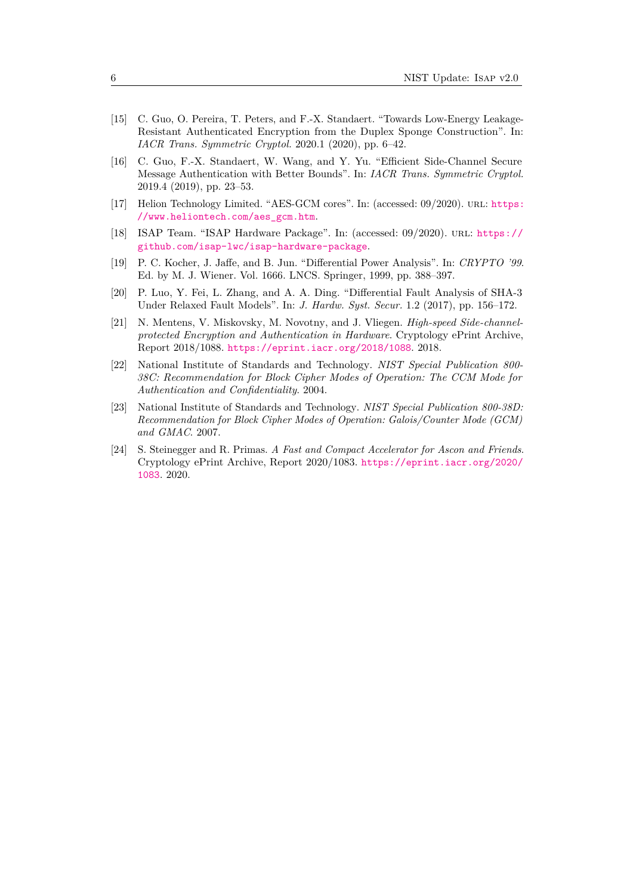[15] C. Guo, O. Pereira, T. Peters, and F.-X. Standaert. "Towards Low-Energy Leakage-Resistant Authenticated Encryption from the Duplex Sponge Construction". In: *IACR Trans. Symmetric Cryptol.* 2020.1 (2020), pp. 6–42.

[16] C. Guo, F.-X. Standaert, W. Wang, and Y. Yu. "Efficient Side-Channel Secure Message Authentication with Better Bounds". In: *IACR Trans. Symmetric Cryptol.* 2019.4 (2019), pp. 23–53.

[17] Helion Technology Limited. "AES-GCM cores". In: (accessed: 09/2020). URL: https://www.heliontech.com/aes_gcm.htm.

[18] ISAP Team. "ISAP Hardware Package". In: (accessed: 09/2020). URL: https://github.com/isap-lwc/isap-hardware-package.

[19] P. C. Kocher, J. Jaffe, and B. Jun. "Differential Power Analysis". In: *CRYPTO '99*. Ed. by M. J. Wiener. Vol. 1666. LNCS. Springer, 1999, pp. 388–397.

[20] P. Luo, Y. Fei, L. Zhang, and A. A. Ding. "Differential Fault Analysis of SHA-3 Under Relaxed Fault Models". In: *J. Hardw. Syst. Secur.* 1.2 (2017), pp. 156–172.

[21] N. Mentens, V. Miskovsky, M. Novotny, and J. Vliegen. *High-speed Side-channel-protected Encryption and Authentication in Hardware*. Cryptology ePrint Archive, Report 2018/1088. https://eprint.iacr.org/2018/1088. 2018.

[22] National Institute of Standards and Technology. *NIST Special Publication 800-38C: Recommendation for Block Cipher Modes of Operation: The CCM Mode for Authentication and Confidentiality*. 2004.

[23] National Institute of Standards and Technology. *NIST Special Publication 800-38D: Recommendation for Block Cipher Modes of Operation: Galois/Counter Mode (GCM) and GMAC*. 2007.

[24] S. Steinegger and R. Primas. *A Fast and Compact Accelerator for Ascon and Friends*. Cryptology ePrint Archive, Report 2020/1083. https://eprint.iacr.org/2020/1083. 2020.